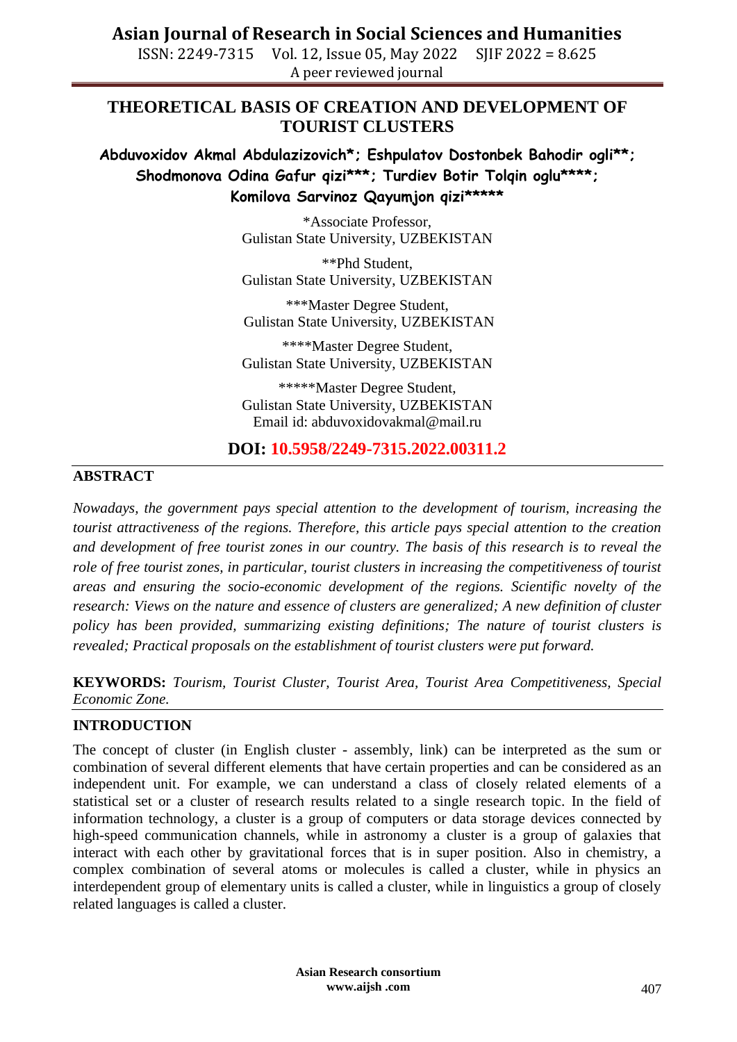# THEORETICAL BASIS OF CREATION AND DEVELOPMENT OF TOURIST CLUSTERS

**Abduvoxidov Akmal Abdulazizovich*; Eshpulatov Dostonbek Bahodir ogli**; Shodmonova Odina Gafur qizi***; Turdiev Botir Tolqin oglu****; Komilova Sarvinoz Qayumjon qizi*****

*Associate Professor,
Gulistan State University, UZBEKISTAN

**Phd Student,
Gulistan State University, UZBEKISTAN

***Master Degree Student,
Gulistan State University, UZBEKISTAN

****Master Degree Student,
Gulistan State University, UZBEKISTAN

*****Master Degree Student,
Gulistan State University, UZBEKISTAN
Email id: abduvoxidovakmal@mail.ru

**DOI: 10.5958/2249-7315.2022.00311.2**

## ABSTRACT

*Nowadays, the government pays special attention to the development of tourism, increasing the tourist attractiveness of the regions. Therefore, this article pays special attention to the creation and development of free tourist zones in our country. The basis of this research is to reveal the role of free tourist zones, in particular, tourist clusters in increasing the competitiveness of tourist areas and ensuring the socio-economic development of the regions. Scientific novelty of the research: Views on the nature and essence of clusters are generalized; A new definition of cluster policy has been provided, summarizing existing definitions; The nature of tourist clusters is revealed; Practical proposals on the establishment of tourist clusters were put forward.*

**KEYWORDS:** *Tourism, Tourist Cluster, Tourist Area, Tourist Area Competitiveness, Special Economic Zone.*

## INTRODUCTION

The concept of cluster (in English cluster - assembly, link) can be interpreted as the sum or combination of several different elements that have certain properties and can be considered as an independent unit. For example, we can understand a class of closely related elements of a statistical set or a cluster of research results related to a single research topic. In the field of information technology, a cluster is a group of computers or data storage devices connected by high-speed communication channels, while in astronomy a cluster is a group of galaxies that interact with each other by gravitational forces that is in super position. Also in chemistry, a complex combination of several atoms or molecules is called a cluster, while in physics an interdependent group of elementary units is called a cluster, while in linguistics a group of closely related languages is called a cluster.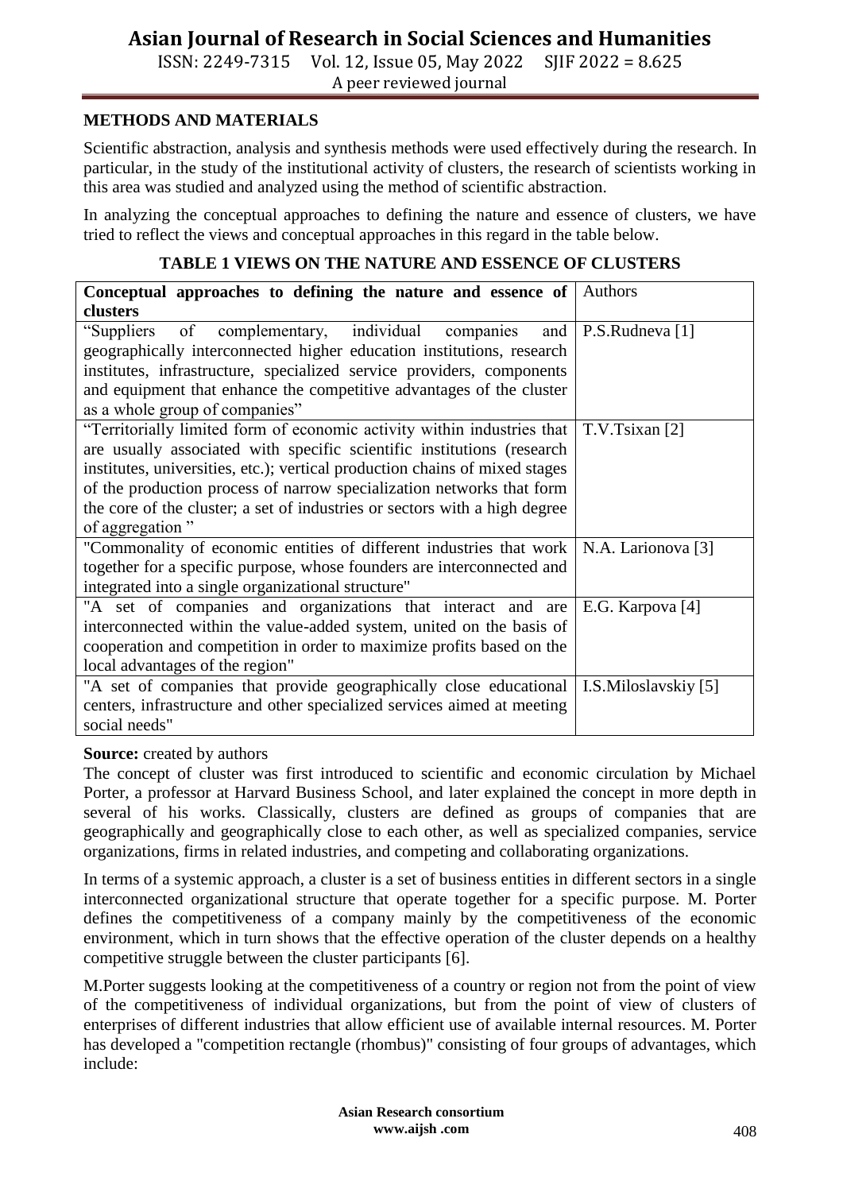## METHODS AND MATERIALS

Scientific abstraction, analysis and synthesis methods were used effectively during the research. In particular, in the study of the institutional activity of clusters, the research of scientists working in this area was studied and analyzed using the method of scientific abstraction.

In analyzing the conceptual approaches to defining the nature and essence of clusters, we have tried to reflect the views and conceptual approaches in this regard in the table below.

**TABLE 1 VIEWS ON THE NATURE AND ESSENCE OF CLUSTERS**

| **Conceptual approaches to defining the nature and essence of clusters** | Authors |
|---|---|
| "Suppliers of complementary, individual companies and geographically interconnected higher education institutions, research institutes, infrastructure, specialized service providers, components and equipment that enhance the competitive advantages of the cluster as a whole group of companies" | P.S.Rudneva [1] |
| "Territorially limited form of economic activity within industries that are usually associated with specific scientific institutions (research institutes, universities, etc.); vertical production chains of mixed stages of the production process of narrow specialization networks that form the core of the cluster; a set of industries or sectors with a high degree of aggregation " | T.V.Tsixan [2] |
| "Commonality of economic entities of different industries that work together for a specific purpose, whose founders are interconnected and integrated into a single organizational structure" | N.A. Larionova [3] |
| "A set of companies and organizations that interact and are interconnected within the value-added system, united on the basis of cooperation and competition in order to maximize profits based on the local advantages of the region" | E.G. Karpova [4] |
| "A set of companies that provide geographically close educational centers, infrastructure and other specialized services aimed at meeting social needs" | I.S.Miloslavskiy [5] |

**Source:** created by authors

The concept of cluster was first introduced to scientific and economic circulation by Michael Porter, a professor at Harvard Business School, and later explained the concept in more depth in several of his works. Classically, clusters are defined as groups of companies that are geographically and geographically close to each other, as well as specialized companies, service organizations, firms in related industries, and competing and collaborating organizations.

In terms of a systemic approach, a cluster is a set of business entities in different sectors in a single interconnected organizational structure that operate together for a specific purpose. M. Porter defines the competitiveness of a company mainly by the competitiveness of the economic environment, which in turn shows that the effective operation of the cluster depends on a healthy competitive struggle between the cluster participants [6].

M.Porter suggests looking at the competitiveness of a country or region not from the point of view of the competitiveness of individual organizations, but from the point of view of clusters of enterprises of different industries that allow efficient use of available internal resources. M. Porter has developed a "competition rectangle (rhombus)" consisting of four groups of advantages, which include: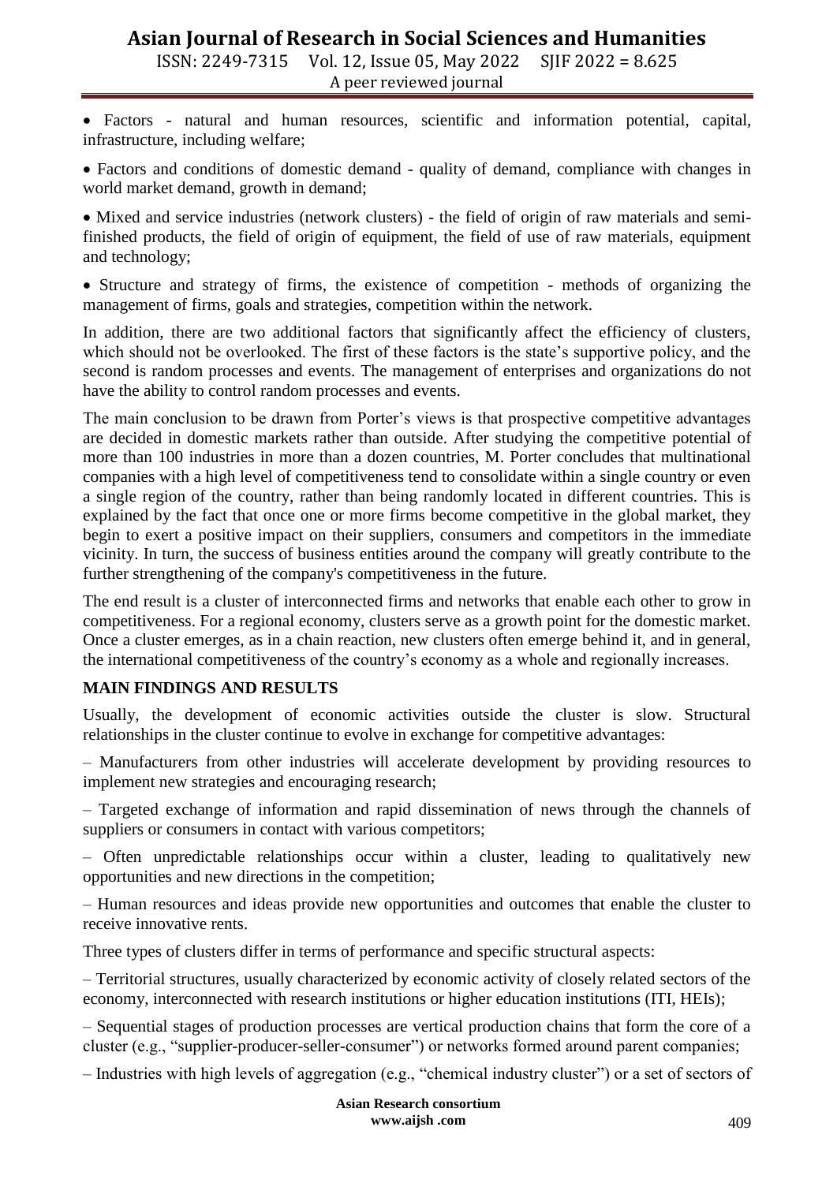- Factors - natural and human resources, scientific and information potential, capital, infrastructure, including welfare;
- Factors and conditions of domestic demand - quality of demand, compliance with changes in world market demand, growth in demand;
- Mixed and service industries (network clusters) - the field of origin of raw materials and semi-finished products, the field of origin of equipment, the field of use of raw materials, equipment and technology;
- Structure and strategy of firms, the existence of competition - methods of organizing the management of firms, goals and strategies, competition within the network.

In addition, there are two additional factors that significantly affect the efficiency of clusters, which should not be overlooked. The first of these factors is the state's supportive policy, and the second is random processes and events. The management of enterprises and organizations do not have the ability to control random processes and events.

The main conclusion to be drawn from Porter's views is that prospective competitive advantages are decided in domestic markets rather than outside. After studying the competitive potential of more than 100 industries in more than a dozen countries, M. Porter concludes that multinational companies with a high level of competitiveness tend to consolidate within a single country or even a single region of the country, rather than being randomly located in different countries. This is explained by the fact that once one or more firms become competitive in the global market, they begin to exert a positive impact on their suppliers, consumers and competitors in the immediate vicinity. In turn, the success of business entities around the company will greatly contribute to the further strengthening of the company's competitiveness in the future.

The end result is a cluster of interconnected firms and networks that enable each other to grow in competitiveness. For a regional economy, clusters serve as a growth point for the domestic market. Once a cluster emerges, as in a chain reaction, new clusters often emerge behind it, and in general, the international competitiveness of the country's economy as a whole and regionally increases.

**MAIN FINDINGS AND RESULTS**

Usually, the development of economic activities outside the cluster is slow. Structural relationships in the cluster continue to evolve in exchange for competitive advantages:

– Manufacturers from other industries will accelerate development by providing resources to implement new strategies and encouraging research;

– Targeted exchange of information and rapid dissemination of news through the channels of suppliers or consumers in contact with various competitors;

– Often unpredictable relationships occur within a cluster, leading to qualitatively new opportunities and new directions in the competition;

– Human resources and ideas provide new opportunities and outcomes that enable the cluster to receive innovative rents.

Three types of clusters differ in terms of performance and specific structural aspects:

– Territorial structures, usually characterized by economic activity of closely related sectors of the economy, interconnected with research institutions or higher education institutions (ITI, HEIs);

– Sequential stages of production processes are vertical production chains that form the core of a cluster (e.g., "supplier-producer-seller-consumer") or networks formed around parent companies;

– Industries with high levels of aggregation (e.g., "chemical industry cluster") or a set of sectors of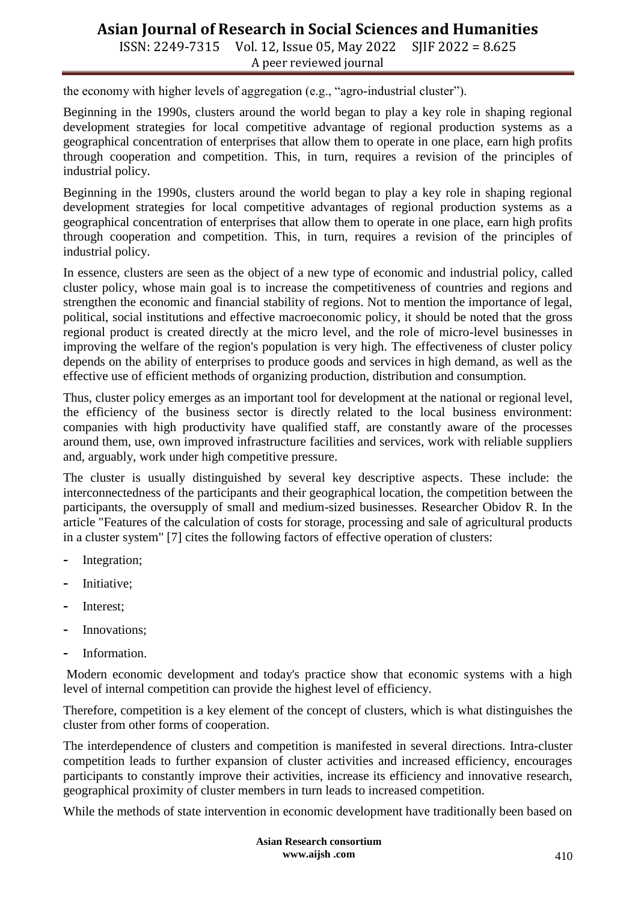the economy with higher levels of aggregation (e.g., "agro-industrial cluster").

Beginning in the 1990s, clusters around the world began to play a key role in shaping regional development strategies for local competitive advantage of regional production systems as a geographical concentration of enterprises that allow them to operate in one place, earn high profits through cooperation and competition. This, in turn, requires a revision of the principles of industrial policy.

Beginning in the 1990s, clusters around the world began to play a key role in shaping regional development strategies for local competitive advantages of regional production systems as a geographical concentration of enterprises that allow them to operate in one place, earn high profits through cooperation and competition. This, in turn, requires a revision of the principles of industrial policy.

In essence, clusters are seen as the object of a new type of economic and industrial policy, called cluster policy, whose main goal is to increase the competitiveness of countries and regions and strengthen the economic and financial stability of regions. Not to mention the importance of legal, political, social institutions and effective macroeconomic policy, it should be noted that the gross regional product is created directly at the micro level, and the role of micro-level businesses in improving the welfare of the region's population is very high. The effectiveness of cluster policy depends on the ability of enterprises to produce goods and services in high demand, as well as the effective use of efficient methods of organizing production, distribution and consumption.

Thus, cluster policy emerges as an important tool for development at the national or regional level, the efficiency of the business sector is directly related to the local business environment: companies with high productivity have qualified staff, are constantly aware of the processes around them, use, own improved infrastructure facilities and services, work with reliable suppliers and, arguably, work under high competitive pressure.

The cluster is usually distinguished by several key descriptive aspects. These include: the interconnectedness of the participants and their geographical location, the competition between the participants, the oversupply of small and medium-sized businesses. Researcher Obidov R. In the article "Features of the calculation of costs for storage, processing and sale of agricultural products in a cluster system" [7] cites the following factors of effective operation of clusters:

- Integration;
- Initiative;
- Interest;
- Innovations;
- Information.

Modern economic development and today's practice show that economic systems with a high level of internal competition can provide the highest level of efficiency.

Therefore, competition is a key element of the concept of clusters, which is what distinguishes the cluster from other forms of cooperation.

The interdependence of clusters and competition is manifested in several directions. Intra-cluster competition leads to further expansion of cluster activities and increased efficiency, encourages participants to constantly improve their activities, increase its efficiency and innovative research, geographical proximity of cluster members in turn leads to increased competition.

While the methods of state intervention in economic development have traditionally been based on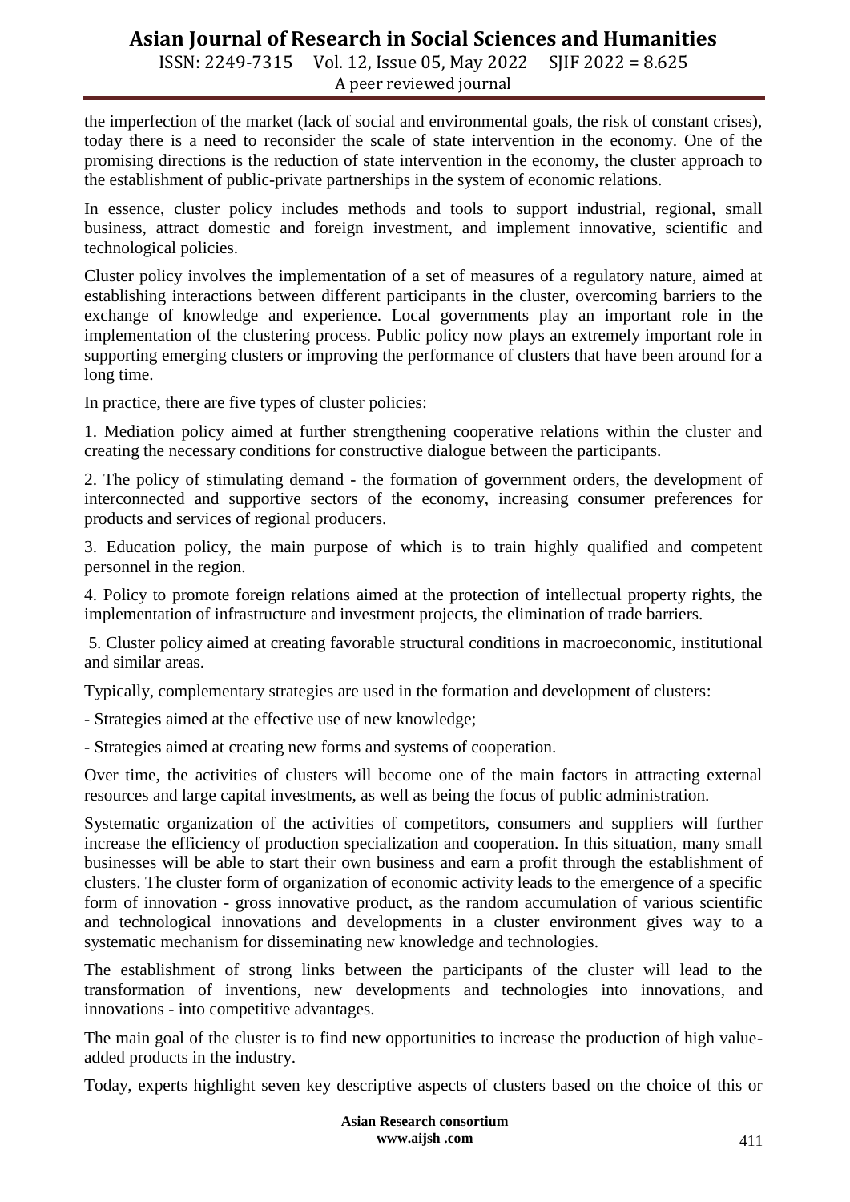the imperfection of the market (lack of social and environmental goals, the risk of constant crises), today there is a need to reconsider the scale of state intervention in the economy. One of the promising directions is the reduction of state intervention in the economy, the cluster approach to the establishment of public-private partnerships in the system of economic relations.

In essence, cluster policy includes methods and tools to support industrial, regional, small business, attract domestic and foreign investment, and implement innovative, scientific and technological policies.

Cluster policy involves the implementation of a set of measures of a regulatory nature, aimed at establishing interactions between different participants in the cluster, overcoming barriers to the exchange of knowledge and experience. Local governments play an important role in the implementation of the clustering process. Public policy now plays an extremely important role in supporting emerging clusters or improving the performance of clusters that have been around for a long time.

In practice, there are five types of cluster policies:

1. Mediation policy aimed at further strengthening cooperative relations within the cluster and creating the necessary conditions for constructive dialogue between the participants.

2. The policy of stimulating demand - the formation of government orders, the development of interconnected and supportive sectors of the economy, increasing consumer preferences for products and services of regional producers.

3. Education policy, the main purpose of which is to train highly qualified and competent personnel in the region.

4. Policy to promote foreign relations aimed at the protection of intellectual property rights, the implementation of infrastructure and investment projects, the elimination of trade barriers.

5. Cluster policy aimed at creating favorable structural conditions in macroeconomic, institutional and similar areas.

Typically, complementary strategies are used in the formation and development of clusters:

- Strategies aimed at the effective use of new knowledge;

- Strategies aimed at creating new forms and systems of cooperation.

Over time, the activities of clusters will become one of the main factors in attracting external resources and large capital investments, as well as being the focus of public administration.

Systematic organization of the activities of competitors, consumers and suppliers will further increase the efficiency of production specialization and cooperation. In this situation, many small businesses will be able to start their own business and earn a profit through the establishment of clusters. The cluster form of organization of economic activity leads to the emergence of a specific form of innovation - gross innovative product, as the random accumulation of various scientific and technological innovations and developments in a cluster environment gives way to a systematic mechanism for disseminating new knowledge and technologies.

The establishment of strong links between the participants of the cluster will lead to the transformation of inventions, new developments and technologies into innovations, and innovations - into competitive advantages.

The main goal of the cluster is to find new opportunities to increase the production of high value-added products in the industry.

Today, experts highlight seven key descriptive aspects of clusters based on the choice of this or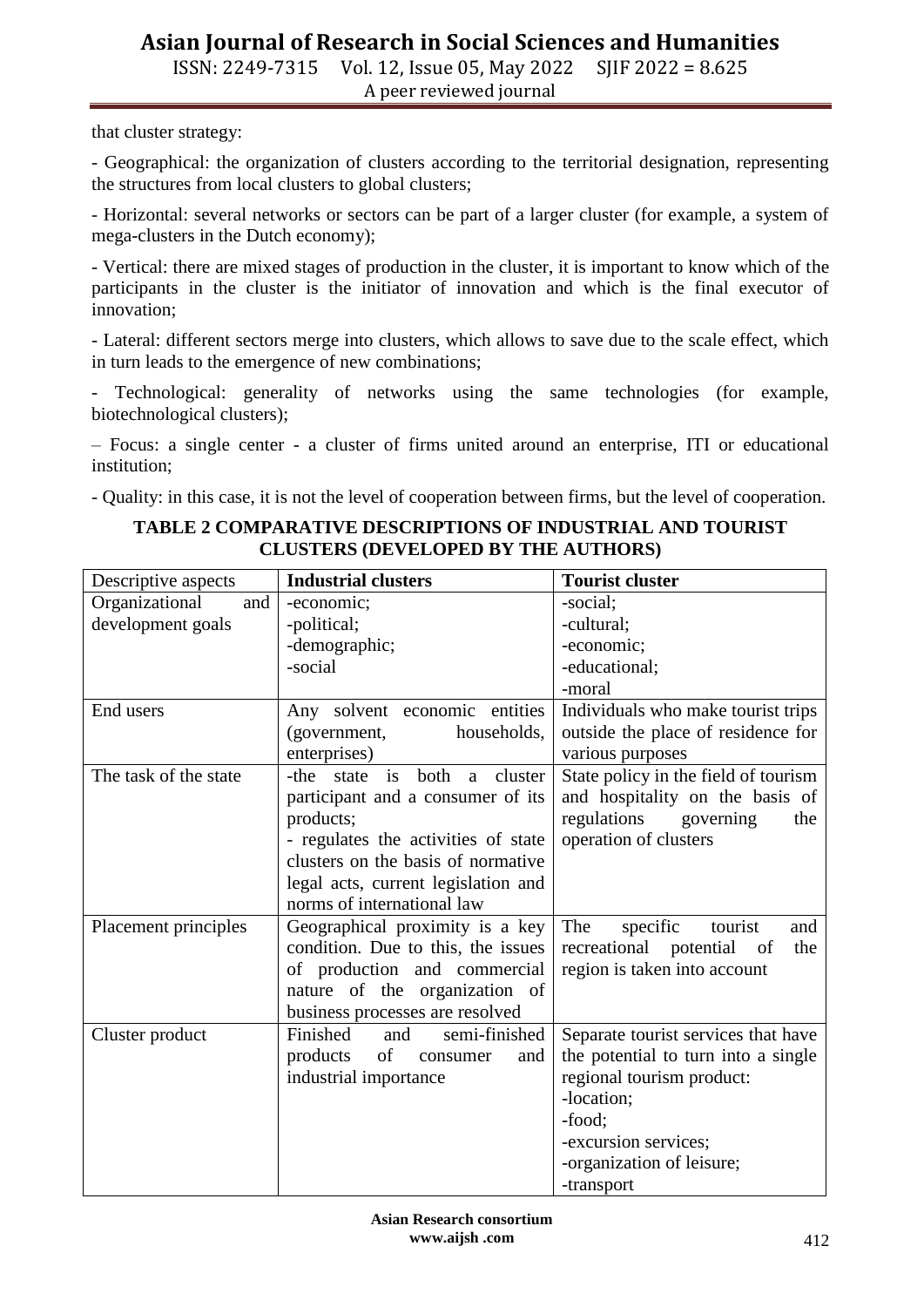that cluster strategy:

- Geographical: the organization of clusters according to the territorial designation, representing the structures from local clusters to global clusters;

- Horizontal: several networks or sectors can be part of a larger cluster (for example, a system of mega-clusters in the Dutch economy);

- Vertical: there are mixed stages of production in the cluster, it is important to know which of the participants in the cluster is the initiator of innovation and which is the final executor of innovation;

- Lateral: different sectors merge into clusters, which allows to save due to the scale effect, which in turn leads to the emergence of new combinations;

- Technological: generality of networks using the same technologies (for example, biotechnological clusters);

– Focus: a single center - a cluster of firms united around an enterprise, ITI or educational institution;

- Quality: in this case, it is not the level of cooperation between firms, but the level of cooperation.

**TABLE 2 COMPARATIVE DESCRIPTIONS OF INDUSTRIAL AND TOURIST CLUSTERS (DEVELOPED BY THE AUTHORS)**

| Descriptive aspects | **Industrial clusters** | **Tourist cluster** |
|---|---|---|
| Organizational and development goals | -economic;<br>-political;<br>-demographic;<br>-social | -social;<br>-cultural;<br>-economic;<br>-educational;<br>-moral |
| End users | Any solvent economic entities (government, households, enterprises) | Individuals who make tourist trips outside the place of residence for various purposes |
| The task of the state | -the state is both a cluster participant and a consumer of its products;<br>- regulates the activities of state clusters on the basis of normative legal acts, current legislation and norms of international law | State policy in the field of tourism and hospitality on the basis of regulations governing the operation of clusters |
| Placement principles | Geographical proximity is a key condition. Due to this, the issues of production and commercial nature of the organization of business processes are resolved | The specific tourist and recreational potential of the region is taken into account |
| Cluster product | Finished and semi-finished products of consumer and industrial importance | Separate tourist services that have the potential to turn into a single regional tourism product:<br>-location;<br>-food;<br>-excursion services;<br>-organization of leisure;<br>-transport |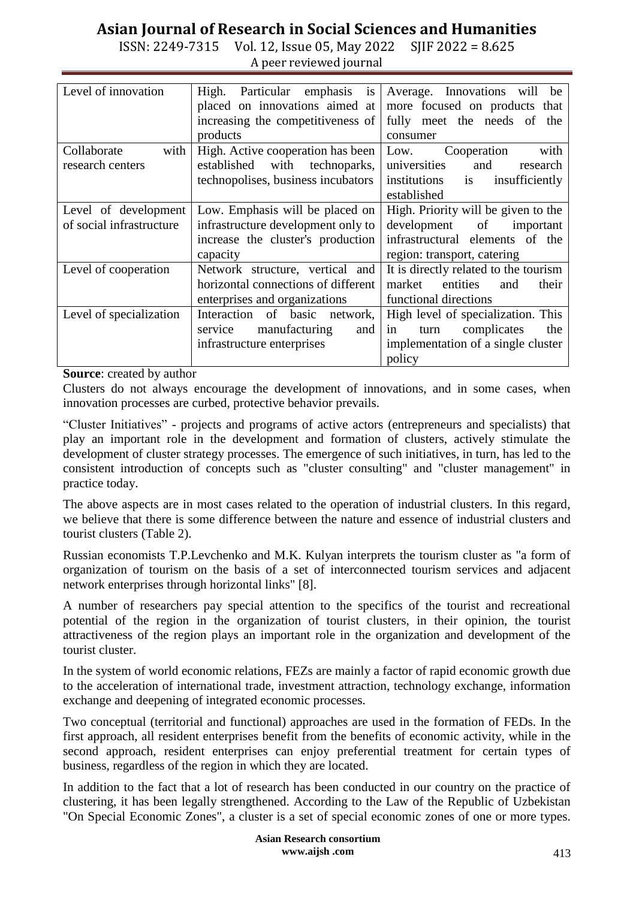| Level of innovation | High. Particular emphasis is placed on innovations aimed at increasing the competitiveness of products | Average. Innovations will be more focused on products that fully meet the needs of the consumer |
|---|---|---|
| Collaborate with research centers | High. Active cooperation has been established with technoparks, technopolises, business incubators | Low. Cooperation with universities and research institutions is insufficiently established |
| Level of development of social infrastructure | Low. Emphasis will be placed on infrastructure development only to increase the cluster's production capacity | High. Priority will be given to the development of important infrastructural elements of the region: transport, catering |
| Level of cooperation | Network structure, vertical and horizontal connections of different enterprises and organizations | It is directly related to the tourism market entities and their functional directions |
| Level of specialization | Interaction of basic network, service manufacturing and infrastructure enterprises | High level of specialization. This in turn complicates the implementation of a single cluster policy |

**Source**: created by author

Clusters do not always encourage the development of innovations, and in some cases, when innovation processes are curbed, protective behavior prevails.

"Cluster Initiatives" - projects and programs of active actors (entrepreneurs and specialists) that play an important role in the development and formation of clusters, actively stimulate the development of cluster strategy processes. The emergence of such initiatives, in turn, has led to the consistent introduction of concepts such as "cluster consulting" and "cluster management" in practice today.

The above aspects are in most cases related to the operation of industrial clusters. In this regard, we believe that there is some difference between the nature and essence of industrial clusters and tourist clusters (Table 2).

Russian economists T.P.Levchenko and M.K. Kulyan interprets the tourism cluster as "a form of organization of tourism on the basis of a set of interconnected tourism services and adjacent network enterprises through horizontal links" [8].

A number of researchers pay special attention to the specifics of the tourist and recreational potential of the region in the organization of tourist clusters, in their opinion, the tourist attractiveness of the region plays an important role in the organization and development of the tourist cluster.

In the system of world economic relations, FEZs are mainly a factor of rapid economic growth due to the acceleration of international trade, investment attraction, technology exchange, information exchange and deepening of integrated economic processes.

Two conceptual (territorial and functional) approaches are used in the formation of FEDs. In the first approach, all resident enterprises benefit from the benefits of economic activity, while in the second approach, resident enterprises can enjoy preferential treatment for certain types of business, regardless of the region in which they are located.

In addition to the fact that a lot of research has been conducted in our country on the practice of clustering, it has been legally strengthened. According to the Law of the Republic of Uzbekistan "On Special Economic Zones", a cluster is a set of special economic zones of one or more types.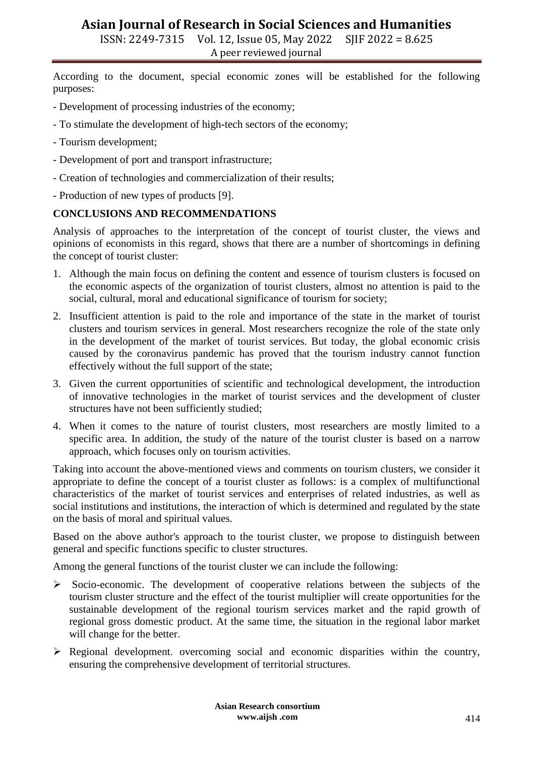According to the document, special economic zones will be established for the following purposes:

- Development of processing industries of the economy;
- To stimulate the development of high-tech sectors of the economy;
- Tourism development;
- Development of port and transport infrastructure;
- Creation of technologies and commercialization of their results;
- Production of new types of products [9].

## CONCLUSIONS AND RECOMMENDATIONS

Analysis of approaches to the interpretation of the concept of tourist cluster, the views and opinions of economists in this regard, shows that there are a number of shortcomings in defining the concept of tourist cluster:

1. Although the main focus on defining the content and essence of tourism clusters is focused on the economic aspects of the organization of tourist clusters, almost no attention is paid to the social, cultural, moral and educational significance of tourism for society;
2. Insufficient attention is paid to the role and importance of the state in the market of tourist clusters and tourism services in general. Most researchers recognize the role of the state only in the development of the market of tourist services. But today, the global economic crisis caused by the coronavirus pandemic has proved that the tourism industry cannot function effectively without the full support of the state;
3. Given the current opportunities of scientific and technological development, the introduction of innovative technologies in the market of tourist services and the development of cluster structures have not been sufficiently studied;
4. When it comes to the nature of tourist clusters, most researchers are mostly limited to a specific area. In addition, the study of the nature of the tourist cluster is based on a narrow approach, which focuses only on tourism activities.

Taking into account the above-mentioned views and comments on tourism clusters, we consider it appropriate to define the concept of a tourist cluster as follows: is a complex of multifunctional characteristics of the market of tourist services and enterprises of related industries, as well as social institutions and institutions, the interaction of which is determined and regulated by the state on the basis of moral and spiritual values.

Based on the above author's approach to the tourist cluster, we propose to distinguish between general and specific functions specific to cluster structures.

Among the general functions of the tourist cluster we can include the following:

- Socio-economic. The development of cooperative relations between the subjects of the tourism cluster structure and the effect of the tourist multiplier will create opportunities for the sustainable development of the regional tourism services market and the rapid growth of regional gross domestic product. At the same time, the situation in the regional labor market will change for the better.
- Regional development. overcoming social and economic disparities within the country, ensuring the comprehensive development of territorial structures.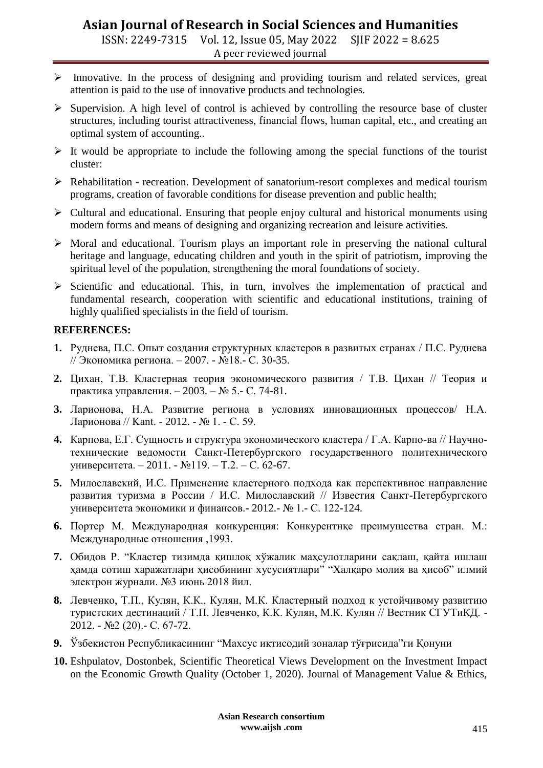- Innovative. In the process of designing and providing tourism and related services, great attention is paid to the use of innovative products and technologies.
- Supervision. A high level of control is achieved by controlling the resource base of cluster structures, including tourist attractiveness, financial flows, human capital, etc., and creating an optimal system of accounting..
- It would be appropriate to include the following among the special functions of the tourist cluster:
- Rehabilitation - recreation. Development of sanatorium-resort complexes and medical tourism programs, creation of favorable conditions for disease prevention and public health;
- Cultural and educational. Ensuring that people enjoy cultural and historical monuments using modern forms and means of designing and organizing recreation and leisure activities.
- Moral and educational. Tourism plays an important role in preserving the national cultural heritage and language, educating children and youth in the spirit of patriotism, improving the spiritual level of the population, strengthening the moral foundations of society.
- Scientific and educational. This, in turn, involves the implementation of practical and fundamental research, cooperation with scientific and educational institutions, training of highly qualified specialists in the field of tourism.

**REFERENCES:**

1. Руднева, П.С. Опыт создания структурных кластеров в развитых странах / П.С. Руднева // Экономика региона. – 2007. - №18.- С. 30-35.
2. Цихан, Т.В. Кластерная теория экономического развития / Т.В. Цихан // Теория и практика управления. – 2003. – № 5.- С. 74-81.
3. Ларионова, Н.А. Развитие региона в условиях инновационных процессов/ Н.А. Ларионова // Kant. - 2012. - № 1. - С. 59.
4. Карпова, Е.Г. Сущность и структура экономического кластера / Г.А. Карпо-ва // Научно-технические ведомости Санкт-Петербургского государственного политехнического университета. – 2011. - №119. – Т.2. – С. 62-67.
5. Милославский, И.С. Применение кластерного подхода как перспективное направление развития туризма в России / И.С. Милославский // Известия Санкт-Петербургского университета экономики и финансов.- 2012.- № 1.- С. 122-124.
6. Портер М. Международная конкуренция: Конкурентнқе преимущества стран. М.: Международные отношения ,1993.
7. Обидов Р. "Кластер тизимда қишлоқ хўжалик маҳсулотларини сақлаш, қайта ишлаш ҳамда сотиш харажатлари ҳисобининг хусусиятлари" "Халқаро молия ва ҳисоб" илмий электрон журнали. №3 июнь 2018 йил.
8. Левченко, Т.П., Кулян, К.К., Кулян, М.К. Кластерный подход к устойчивому развитию туристских дестинаций / Т.П. Левченко, К.К. Кулян, М.К. Кулян // Вестник СГУТиКД. - 2012. - №2 (20).- С. 67-72.
9. Ўзбекистон Республикасининг "Махсус иқтисодий зоналар тўғрисида"ги Қонуни
10. Eshpulatov, Dostonbek, Scientific Theoretical Views Development on the Investment Impact on the Economic Growth Quality (October 1, 2020). Journal of Management Value & Ethics,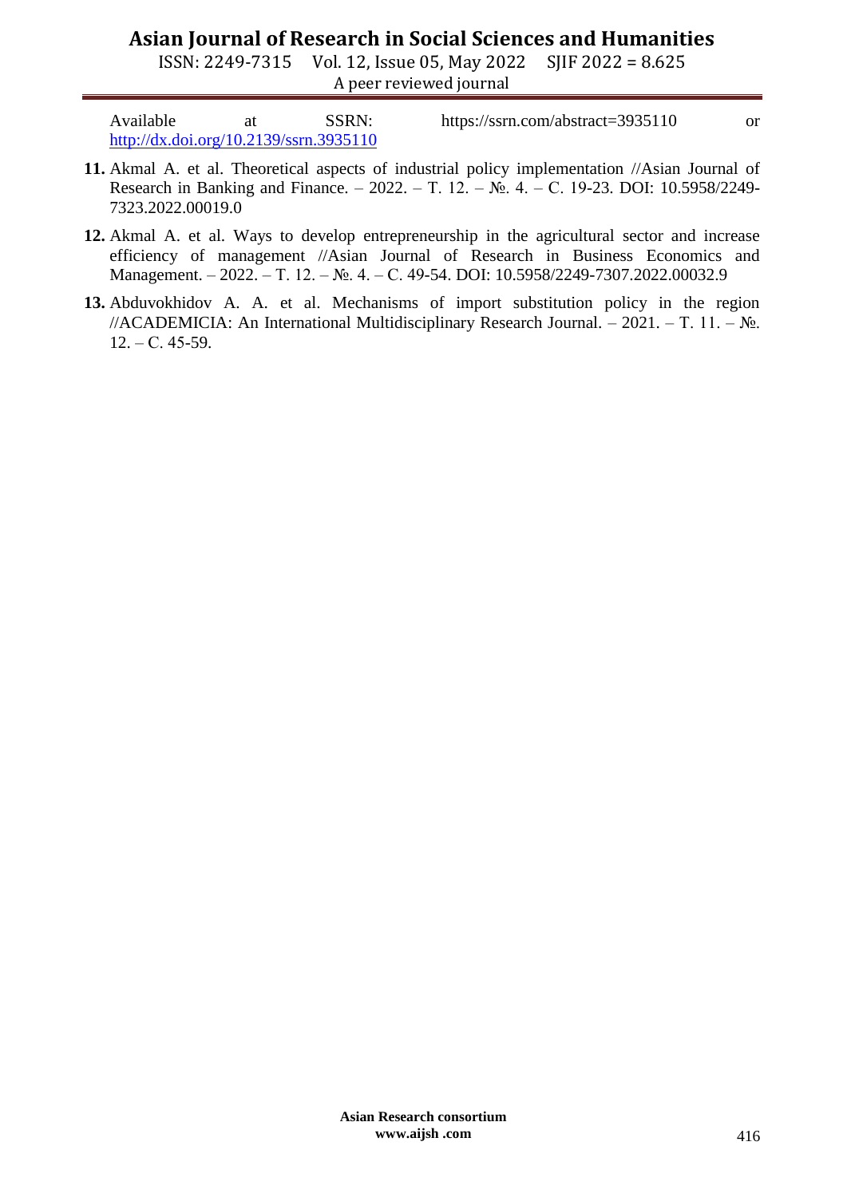Available at SSRN: https://ssrn.com/abstract=3935110 or http://dx.doi.org/10.2139/ssrn.3935110

11. Akmal A. et al. Theoretical aspects of industrial policy implementation //Asian Journal of Research in Banking and Finance. – 2022. – Т. 12. – №. 4. – С. 19-23. DOI: 10.5958/2249-7323.2022.00019.0
12. Akmal A. et al. Ways to develop entrepreneurship in the agricultural sector and increase efficiency of management //Asian Journal of Research in Business Economics and Management. – 2022. – Т. 12. – №. 4. – С. 49-54. DOI: 10.5958/2249-7307.2022.00032.9
13. Abduvokhidov A. A. et al. Mechanisms of import substitution policy in the region //ACADEMICIA: An International Multidisciplinary Research Journal. – 2021. – Т. 11. – №. 12. – С. 45-59.